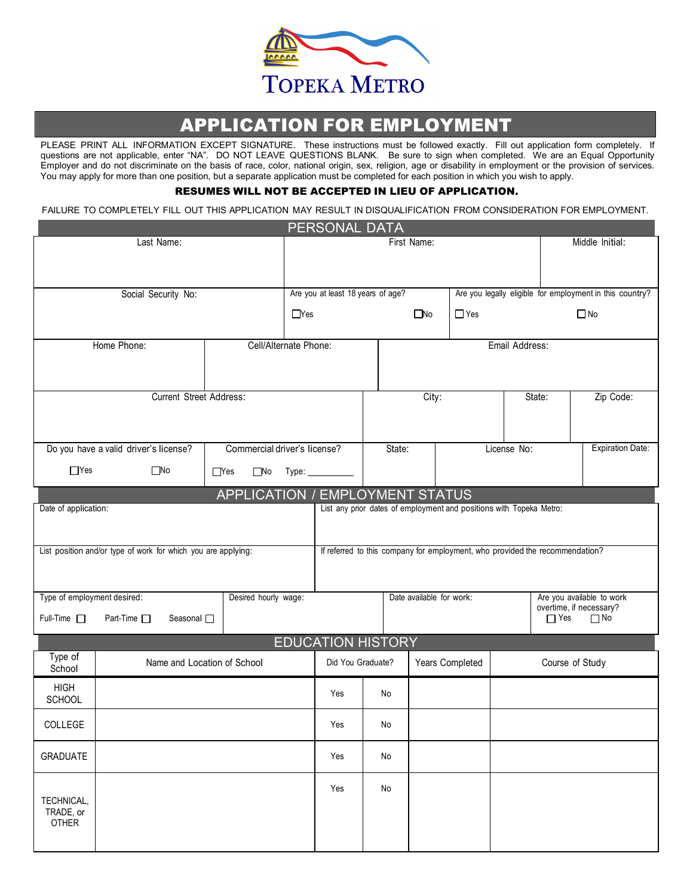# TOPEKA METRO

# APPLICATION FOR EMPLOYMENT

PLEASE PRINT ALL INFORMATION EXCEPT SIGNATURE. These instructions must be followed exactly. Fill out application form completely. If questions are not applicable, enter "NA". DO NOT LEAVE QUESTIONS BLANK. Be sure to sign when completed. We are an Equal Opportunity Employer and do not discriminate on the basis of race, color, national origin, sex, religion, age or disability in employment or the provision of services. You may apply for more than one position, but a separate application must be completed for each position in which you wish to apply.

**RESUMES WILL NOT BE ACCEPTED IN LIEU OF APPLICATION.**

FAILURE TO COMPLETELY FILL OUT THIS APPLICATION MAY RESULT IN DISQUALIFICATION FROM CONSIDERATION FOR EMPLOYMENT.

## PERSONAL DATA

| Last Name: | First Name: | Middle Initial: |
|---|---|---|
| | | |

| Social Security No: | Are you at least 18 years of age? ☐Yes ☐No | Are you legally eligible for employment in this country? ☐Yes ☐No |
|---|---|---|
| | | |

| Home Phone: | Cell/Alternate Phone: | Email Address: |
|---|---|---|
| | | |

| Current Street Address: | City: | State: | Zip Code: |
|---|---|---|---|
| | | | |

| Do you have a valid driver's license? ☐Yes ☐No | Commercial driver's license? ☐Yes ☐No Type: ______ | State: | License No: | Expiration Date: |
|---|---|---|---|---|
| | | | | |

## APPLICATION / EMPLOYMENT STATUS

| Date of application: | List any prior dates of employment and positions with Topeka Metro: |
|---|---|
| | |

| List position and/or type of work for which you are applying: | If referred to this company for employment, who provided the recommendation? |
|---|---|
| | |

| Type of employment desired: Full-Time ☐ Part-Time ☐ Seasonal ☐ | Desired hourly wage: | Date available for work: | Are you available to work overtime, if necessary? ☐ Yes ☐ No |
|---|---|---|---|
| | | | |

## EDUCATION HISTORY

| Type of School | Name and Location of School | Did You Graduate? | | Years Completed | Course of Study |
|---|---|---|---|---|---|
| HIGH SCHOOL | | Yes | No | | |
| COLLEGE | | Yes | No | | |
| GRADUATE | | Yes | No | | |
| TECHNICAL, TRADE, or OTHER | | Yes | No | | |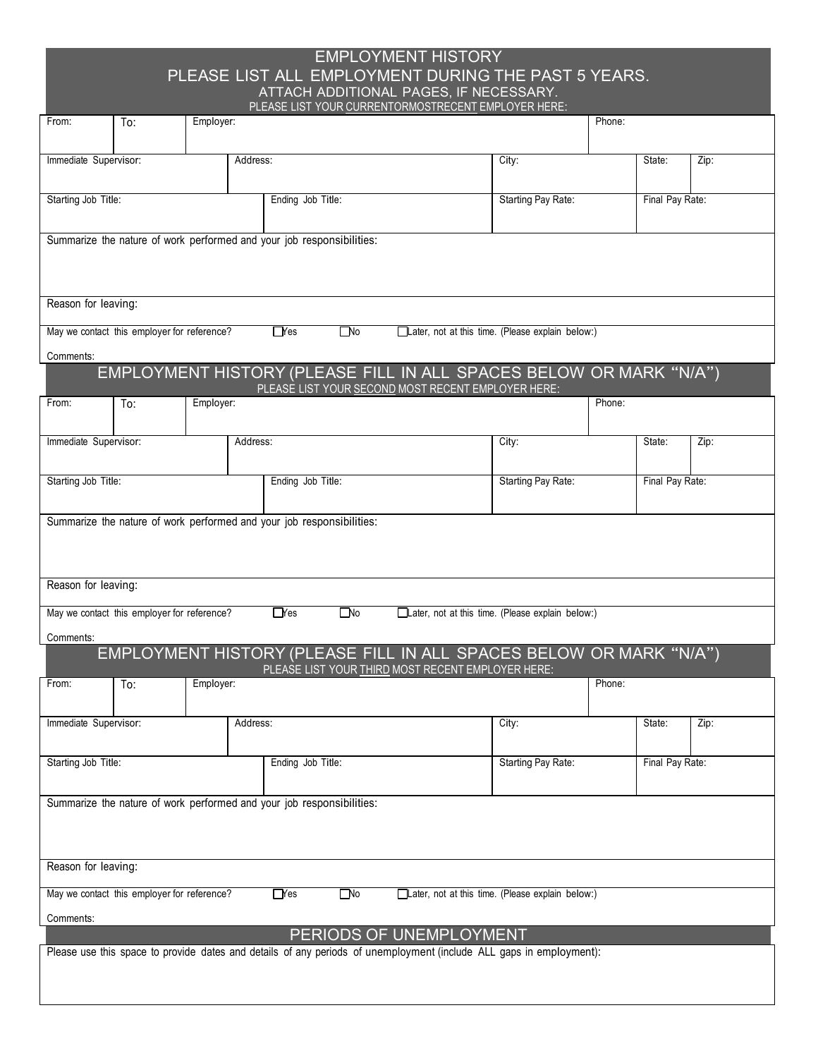## EMPLOYMENT HISTORY

## PLEASE LIST ALL EMPLOYMENT DURING THE PAST 5 YEARS.

ATTACH ADDITIONAL PAGES, IF NECESSARY.

PLEASE LIST YOUR CURRENTORMOSTRECENT EMPLOYER HERE:

| From: | To: | Employer: | | Phone: | |
|---|---|---|---|---|---|
| Immediate Supervisor: | Address: | | City: | State: | Zip: |
| Starting Job Title: | Ending Job Title: | | Starting Pay Rate: | Final Pay Rate: | |

Summarize the nature of work performed and your job responsibilities:

Reason for leaving:

May we contact this employer for reference? ☐ Yes ☐ No ☐ Later, not at this time. (Please explain below:)

Comments:

## EMPLOYMENT HISTORY (PLEASE FILL IN ALL SPACES BELOW OR MARK "N/A")

PLEASE LIST YOUR SECOND MOST RECENT EMPLOYER HERE:

| From: | To: | Employer: | | Phone: | |
|---|---|---|---|---|---|
| Immediate Supervisor: | Address: | | City: | State: | Zip: |
| Starting Job Title: | Ending Job Title: | | Starting Pay Rate: | Final Pay Rate: | |

Summarize the nature of work performed and your job responsibilities:

Reason for leaving:

May we contact this employer for reference? ☐ Yes ☐ No ☐ Later, not at this time. (Please explain below:)

Comments:

## EMPLOYMENT HISTORY (PLEASE FILL IN ALL SPACES BELOW OR MARK "N/A")

PLEASE LIST YOUR THIRD MOST RECENT EMPLOYER HERE:

| From: | To: | Employer: | | Phone: | |
|---|---|---|---|---|---|
| Immediate Supervisor: | Address: | | City: | State: | Zip: |
| Starting Job Title: | Ending Job Title: | | Starting Pay Rate: | Final Pay Rate: | |

Summarize the nature of work performed and your job responsibilities:

Reason for leaving:

May we contact this employer for reference? ☐ Yes ☐ No ☐ Later, not at this time. (Please explain below:)

Comments:

## PERIODS OF UNEMPLOYMENT

Please use this space to provide dates and details of any periods of unemployment (include ALL gaps in employment):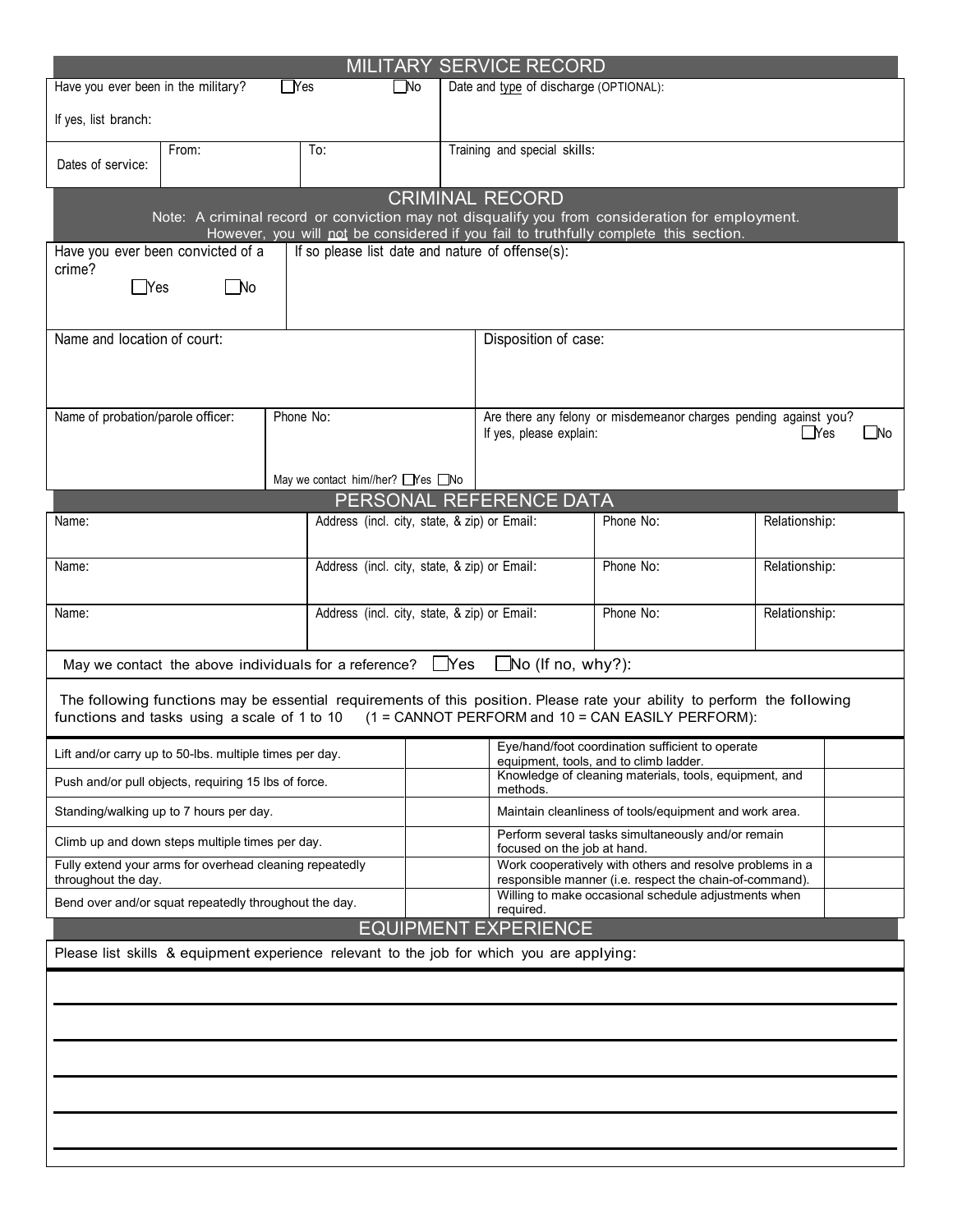## MILITARY SERVICE RECORD

| Have you ever been in the military? ☐Yes ☐No | | | Date and type of discharge (OPTIONAL): |
|---|---|---|---|
| If yes, list branch: | | | |
| Dates of service: | From: | To: | Training and special skills: |

## CRIMINAL RECORD

Note: A criminal record or conviction may not disqualify you from consideration for employment. However, you will not be considered if you fail to truthfully complete this section.

| Have you ever been convicted of a crime? ☐Yes ☐No | If so please list date and nature of offense(s): | |
|---|---|---|
| Name and location of court: | | Disposition of case: |
| Name of probation/parole officer: | Phone No: <br> May we contact him//her? ☐Yes ☐No | Are there any felony or misdemeanor charges pending against you? ☐Yes ☐No <br> If yes, please explain: |

## PERSONAL REFERENCE DATA

| Name: | Address (incl. city, state, & zip) or Email: | Phone No: | Relationship: |
|---|---|---|---|
| Name: | Address (incl. city, state, & zip) or Email: | Phone No: | Relationship: |
| Name: | Address (incl. city, state, & zip) or Email: | Phone No: | Relationship: |

May we contact the above individuals for a reference? ☐Yes ☐No (If no, why?):

The following functions may be essential requirements of this position. Please rate your ability to perform the following functions and tasks using a scale of 1 to 10 (1 = CANNOT PERFORM and 10 = CAN EASILY PERFORM):

| Function | Rating | Function | Rating |
|---|---|---|---|
| Lift and/or carry up to 50-lbs. multiple times per day. | | Eye/hand/foot coordination sufficient to operate equipment, tools, and to climb ladder. | |
| Push and/or pull objects, requiring 15 lbs of force. | | Knowledge of cleaning materials, tools, equipment, and methods. | |
| Standing/walking up to 7 hours per day. | | Maintain cleanliness of tools/equipment and work area. | |
| Climb up and down steps multiple times per day. | | Perform several tasks simultaneously and/or remain focused on the job at hand. | |
| Fully extend your arms for overhead cleaning repeatedly throughout the day. | | Work cooperatively with others and resolve problems in a responsible manner (i.e. respect the chain-of-command). | |
| Bend over and/or squat repeatedly throughout the day. | | Willing to make occasional schedule adjustments when required. | |

## EQUIPMENT EXPERIENCE

Please list skills & equipment experience relevant to the job for which you are applying:

______________________________________________________________________

______________________________________________________________________

______________________________________________________________________

______________________________________________________________________

______________________________________________________________________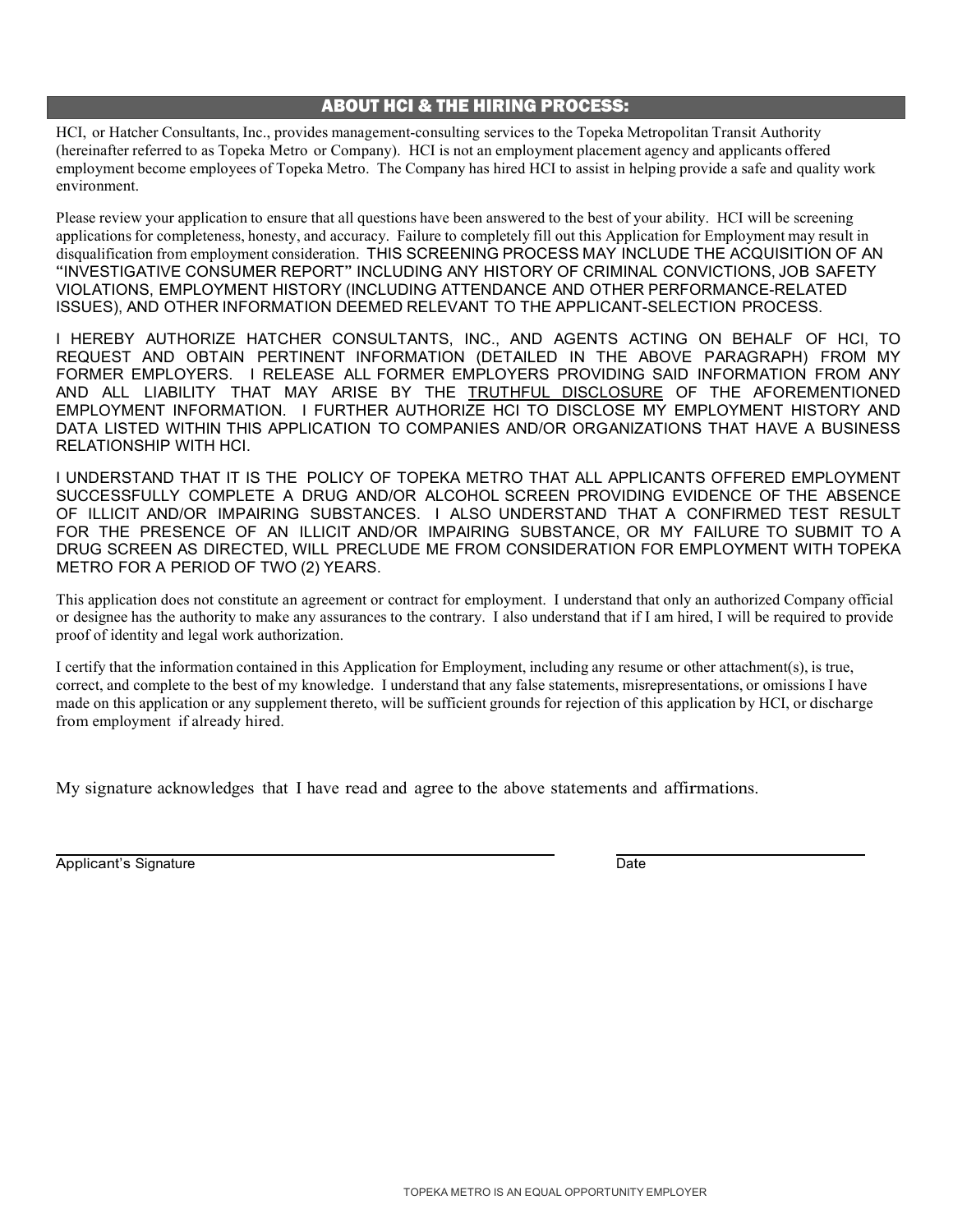## ABOUT HCI & THE HIRING PROCESS:

HCI, or Hatcher Consultants, Inc., provides management-consulting services to the Topeka Metropolitan Transit Authority (hereinafter referred to as Topeka Metro or Company). HCI is not an employment placement agency and applicants offered employment become employees of Topeka Metro. The Company has hired HCI to assist in helping provide a safe and quality work environment.

Please review your application to ensure that all questions have been answered to the best of your ability. HCI will be screening applications for completeness, honesty, and accuracy. Failure to completely fill out this Application for Employment may result in disqualification from employment consideration. THIS SCREENING PROCESS MAY INCLUDE THE ACQUISITION OF AN "INVESTIGATIVE CONSUMER REPORT" INCLUDING ANY HISTORY OF CRIMINAL CONVICTIONS, JOB SAFETY VIOLATIONS, EMPLOYMENT HISTORY (INCLUDING ATTENDANCE AND OTHER PERFORMANCE-RELATED ISSUES), AND OTHER INFORMATION DEEMED RELEVANT TO THE APPLICANT-SELECTION PROCESS.

I HEREBY AUTHORIZE HATCHER CONSULTANTS, INC., AND AGENTS ACTING ON BEHALF OF HCI, TO REQUEST AND OBTAIN PERTINENT INFORMATION (DETAILED IN THE ABOVE PARAGRAPH) FROM MY FORMER EMPLOYERS. I RELEASE ALL FORMER EMPLOYERS PROVIDING SAID INFORMATION FROM ANY AND ALL LIABILITY THAT MAY ARISE BY THE <u>TRUTHFUL DISCLOSURE</u> OF THE AFOREMENTIONED EMPLOYMENT INFORMATION. I FURTHER AUTHORIZE HCI TO DISCLOSE MY EMPLOYMENT HISTORY AND DATA LISTED WITHIN THIS APPLICATION TO COMPANIES AND/OR ORGANIZATIONS THAT HAVE A BUSINESS RELATIONSHIP WITH HCI.

I UNDERSTAND THAT IT IS THE POLICY OF TOPEKA METRO THAT ALL APPLICANTS OFFERED EMPLOYMENT SUCCESSFULLY COMPLETE A DRUG AND/OR ALCOHOL SCREEN PROVIDING EVIDENCE OF THE ABSENCE OF ILLICIT AND/OR IMPAIRING SUBSTANCES. I ALSO UNDERSTAND THAT A CONFIRMED TEST RESULT FOR THE PRESENCE OF AN ILLICIT AND/OR IMPAIRING SUBSTANCE, OR MY FAILURE TO SUBMIT TO A DRUG SCREEN AS DIRECTED, WILL PRECLUDE ME FROM CONSIDERATION FOR EMPLOYMENT WITH TOPEKA METRO FOR A PERIOD OF TWO (2) YEARS.

This application does not constitute an agreement or contract for employment. I understand that only an authorized Company official or designee has the authority to make any assurances to the contrary. I also understand that if I am hired, I will be required to provide proof of identity and legal work authorization.

I certify that the information contained in this Application for Employment, including any resume or other attachment(s), is true, correct, and complete to the best of my knowledge. I understand that any false statements, misrepresentations, or omissions I have made on this application or any supplement thereto, will be sufficient grounds for rejection of this application by HCI, or discharge from employment if already hired.

My signature acknowledges that I have read and agree to the above statements and affirmations.

_______________________________________________ Applicant's Signature

_______________________ Date

TOPEKA METRO IS AN EQUAL OPPORTUNITY EMPLOYER